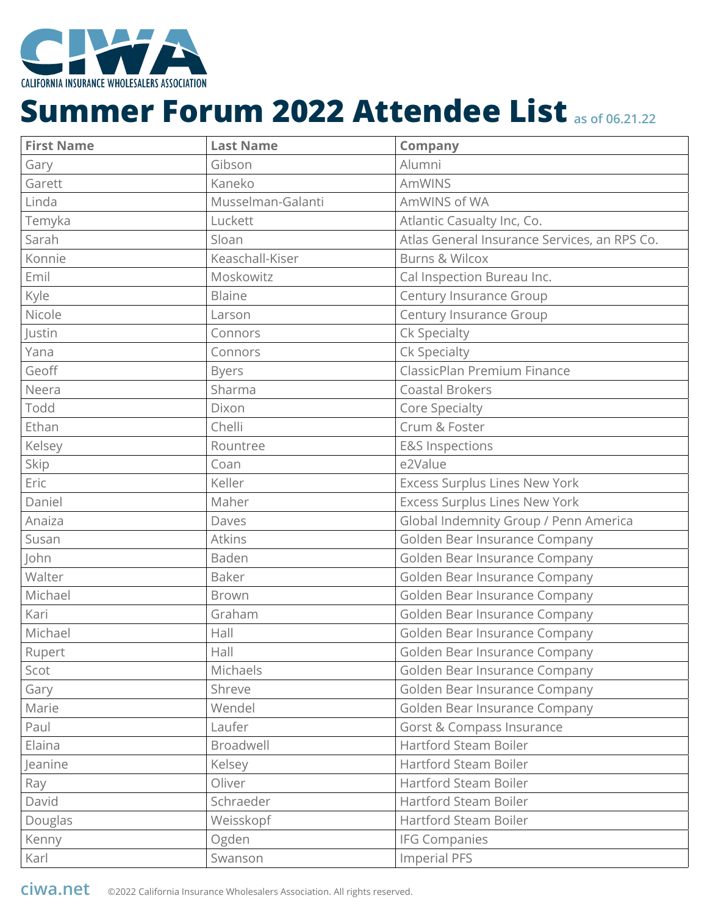CIWA

CALIFORNIA INSURANCE WHOLESALERS ASSOCIATION

# Summer Forum 2022 Attendee List as of 06.21.22

| First Name | Last Name | Company |
|---|---|---|
| Gary | Gibson | Alumni |
| Garett | Kaneko | AmWINS |
| Linda | Musselman-Galanti | AmWINS of WA |
| Temyka | Luckett | Atlantic Casualty Inc, Co. |
| Sarah | Sloan | Atlas General Insurance Services, an RPS Co. |
| Konnie | Keaschall-Kiser | Burns & Wilcox |
| Emil | Moskowitz | Cal Inspection Bureau Inc. |
| Kyle | Blaine | Century Insurance Group |
| Nicole | Larson | Century Insurance Group |
| Justin | Connors | Ck Specialty |
| Yana | Connors | Ck Specialty |
| Geoff | Byers | ClassicPlan Premium Finance |
| Neera | Sharma | Coastal Brokers |
| Todd | Dixon | Core Specialty |
| Ethan | Chelli | Crum & Foster |
| Kelsey | Rountree | E&S Inspections |
| Skip | Coan | e2Value |
| Eric | Keller | Excess Surplus Lines New York |
| Daniel | Maher | Excess Surplus Lines New York |
| Anaiza | Daves | Global Indemnity Group / Penn America |
| Susan | Atkins | Golden Bear Insurance Company |
| John | Baden | Golden Bear Insurance Company |
| Walter | Baker | Golden Bear Insurance Company |
| Michael | Brown | Golden Bear Insurance Company |
| Kari | Graham | Golden Bear Insurance Company |
| Michael | Hall | Golden Bear Insurance Company |
| Rupert | Hall | Golden Bear Insurance Company |
| Scot | Michaels | Golden Bear Insurance Company |
| Gary | Shreve | Golden Bear Insurance Company |
| Marie | Wendel | Golden Bear Insurance Company |
| Paul | Laufer | Gorst & Compass Insurance |
| Elaina | Broadwell | Hartford Steam Boiler |
| Jeanine | Kelsey | Hartford Steam Boiler |
| Ray | Oliver | Hartford Steam Boiler |
| David | Schraeder | Hartford Steam Boiler |
| Douglas | Weisskopf | Hartford Steam Boiler |
| Kenny | Ogden | IFG Companies |
| Karl | Swanson | Imperial PFS |

ciwa.net ©2022 California Insurance Wholesalers Association. All rights reserved.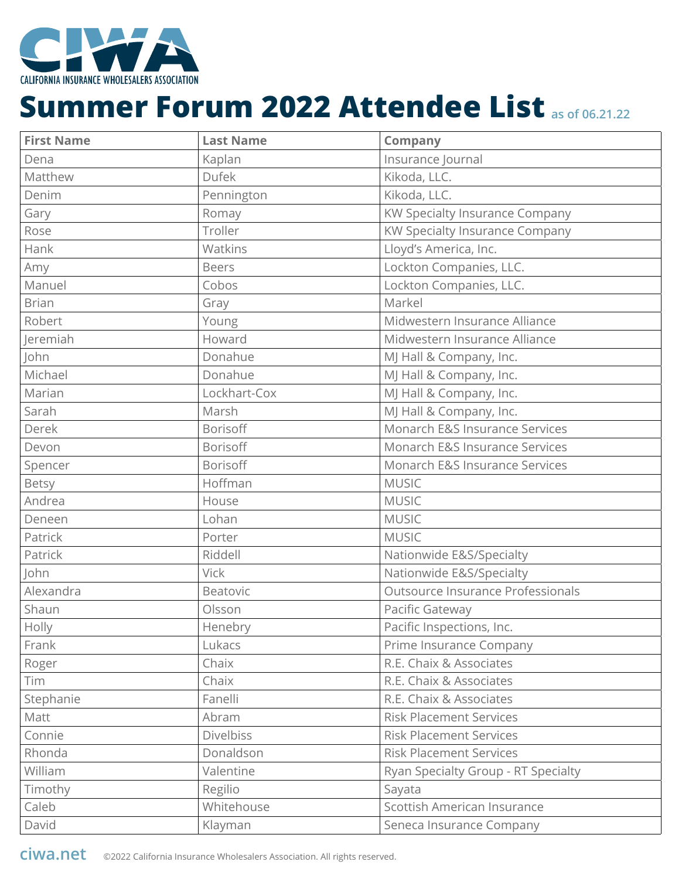CIWA
CALIFORNIA INSURANCE WHOLESALERS ASSOCIATION

# Summer Forum 2022 Attendee List as of 06.21.22

| First Name | Last Name | Company |
|---|---|---|
| Dena | Kaplan | Insurance Journal |
| Matthew | Dufek | Kikoda, LLC. |
| Denim | Pennington | Kikoda, LLC. |
| Gary | Romay | KW Specialty Insurance Company |
| Rose | Troller | KW Specialty Insurance Company |
| Hank | Watkins | Lloyd's America, Inc. |
| Amy | Beers | Lockton Companies, LLC. |
| Manuel | Cobos | Lockton Companies, LLC. |
| Brian | Gray | Markel |
| Robert | Young | Midwestern Insurance Alliance |
| Jeremiah | Howard | Midwestern Insurance Alliance |
| John | Donahue | MJ Hall & Company, Inc. |
| Michael | Donahue | MJ Hall & Company, Inc. |
| Marian | Lockhart-Cox | MJ Hall & Company, Inc. |
| Sarah | Marsh | MJ Hall & Company, Inc. |
| Derek | Borisoff | Monarch E&S Insurance Services |
| Devon | Borisoff | Monarch E&S Insurance Services |
| Spencer | Borisoff | Monarch E&S Insurance Services |
| Betsy | Hoffman | MUSIC |
| Andrea | House | MUSIC |
| Deneen | Lohan | MUSIC |
| Patrick | Porter | MUSIC |
| Patrick | Riddell | Nationwide E&S/Specialty |
| John | Vick | Nationwide E&S/Specialty |
| Alexandra | Beatovic | Outsource Insurance Professionals |
| Shaun | Olsson | Pacific Gateway |
| Holly | Henebry | Pacific Inspections, Inc. |
| Frank | Lukacs | Prime Insurance Company |
| Roger | Chaix | R.E. Chaix & Associates |
| Tim | Chaix | R.E. Chaix & Associates |
| Stephanie | Fanelli | R.E. Chaix & Associates |
| Matt | Abram | Risk Placement Services |
| Connie | Divelbiss | Risk Placement Services |
| Rhonda | Donaldson | Risk Placement Services |
| William | Valentine | Ryan Specialty Group - RT Specialty |
| Timothy | Regilio | Sayata |
| Caleb | Whitehouse | Scottish American Insurance |
| David | Klayman | Seneca Insurance Company |

ciwa.net ©2022 California Insurance Wholesalers Association. All rights reserved.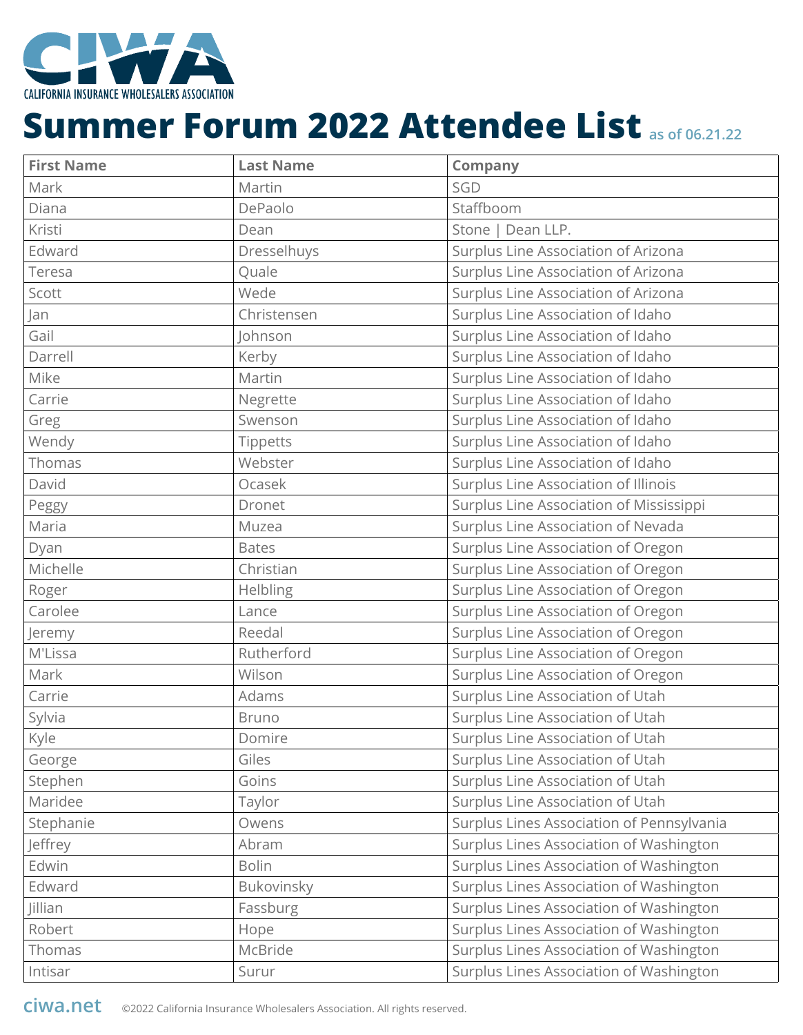CIWA

CALIFORNIA INSURANCE WHOLESALERS ASSOCIATION

# Summer Forum 2022 Attendee List as of 06.21.22

| First Name | Last Name | Company |
|---|---|---|
| Mark | Martin | SGD |
| Diana | DePaolo | Staffboom |
| Kristi | Dean | Stone \| Dean LLP. |
| Edward | Dresselhuys | Surplus Line Association of Arizona |
| Teresa | Quale | Surplus Line Association of Arizona |
| Scott | Wede | Surplus Line Association of Arizona |
| Jan | Christensen | Surplus Line Association of Idaho |
| Gail | Johnson | Surplus Line Association of Idaho |
| Darrell | Kerby | Surplus Line Association of Idaho |
| Mike | Martin | Surplus Line Association of Idaho |
| Carrie | Negrette | Surplus Line Association of Idaho |
| Greg | Swenson | Surplus Line Association of Idaho |
| Wendy | Tippetts | Surplus Line Association of Idaho |
| Thomas | Webster | Surplus Line Association of Idaho |
| David | Ocasek | Surplus Line Association of Illinois |
| Peggy | Dronet | Surplus Line Association of Mississippi |
| Maria | Muzea | Surplus Line Association of Nevada |
| Dyan | Bates | Surplus Line Association of Oregon |
| Michelle | Christian | Surplus Line Association of Oregon |
| Roger | Helbling | Surplus Line Association of Oregon |
| Carolee | Lance | Surplus Line Association of Oregon |
| Jeremy | Reedal | Surplus Line Association of Oregon |
| M'Lissa | Rutherford | Surplus Line Association of Oregon |
| Mark | Wilson | Surplus Line Association of Oregon |
| Carrie | Adams | Surplus Line Association of Utah |
| Sylvia | Bruno | Surplus Line Association of Utah |
| Kyle | Domire | Surplus Line Association of Utah |
| George | Giles | Surplus Line Association of Utah |
| Stephen | Goins | Surplus Line Association of Utah |
| Maridee | Taylor | Surplus Line Association of Utah |
| Stephanie | Owens | Surplus Lines Association of Pennsylvania |
| Jeffrey | Abram | Surplus Lines Association of Washington |
| Edwin | Bolin | Surplus Lines Association of Washington |
| Edward | Bukovinsky | Surplus Lines Association of Washington |
| Jillian | Fassburg | Surplus Lines Association of Washington |
| Robert | Hope | Surplus Lines Association of Washington |
| Thomas | McBride | Surplus Lines Association of Washington |
| Intisar | Surur | Surplus Lines Association of Washington |

ciwa.net ©2022 California Insurance Wholesalers Association. All rights reserved.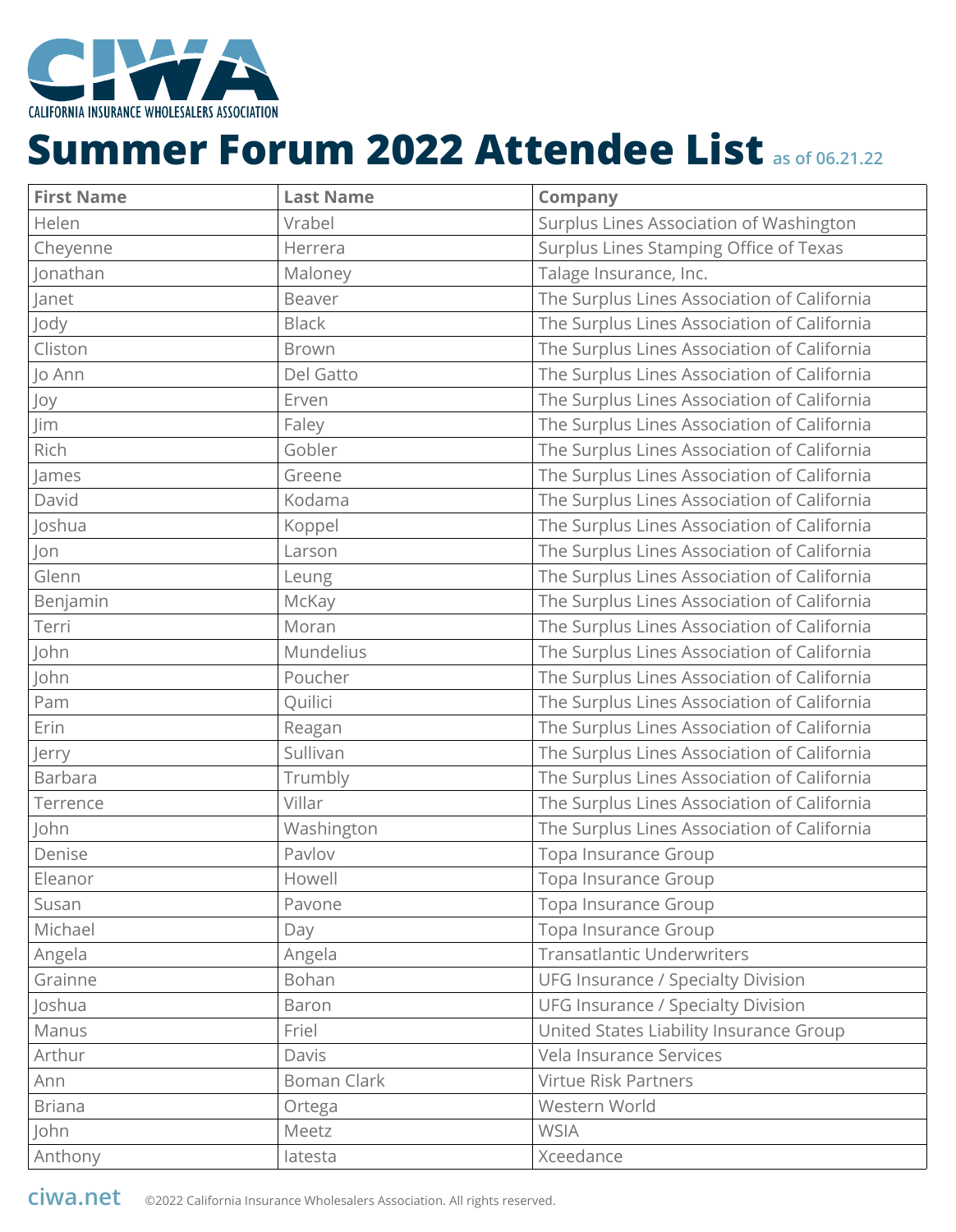CALIFORNIA INSURANCE WHOLESALERS ASSOCIATION

# Summer Forum 2022 Attendee List as of 06.21.22

| First Name | Last Name | Company |
|---|---|---|
| Helen | Vrabel | Surplus Lines Association of Washington |
| Cheyenne | Herrera | Surplus Lines Stamping Office of Texas |
| Jonathan | Maloney | Talage Insurance, Inc. |
| Janet | Beaver | The Surplus Lines Association of California |
| Jody | Black | The Surplus Lines Association of California |
| Cliston | Brown | The Surplus Lines Association of California |
| Jo Ann | Del Gatto | The Surplus Lines Association of California |
| Joy | Erven | The Surplus Lines Association of California |
| Jim | Faley | The Surplus Lines Association of California |
| Rich | Gobler | The Surplus Lines Association of California |
| James | Greene | The Surplus Lines Association of California |
| David | Kodama | The Surplus Lines Association of California |
| Joshua | Koppel | The Surplus Lines Association of California |
| Jon | Larson | The Surplus Lines Association of California |
| Glenn | Leung | The Surplus Lines Association of California |
| Benjamin | McKay | The Surplus Lines Association of California |
| Terri | Moran | The Surplus Lines Association of California |
| John | Mundelius | The Surplus Lines Association of California |
| John | Poucher | The Surplus Lines Association of California |
| Pam | Quilici | The Surplus Lines Association of California |
| Erin | Reagan | The Surplus Lines Association of California |
| Jerry | Sullivan | The Surplus Lines Association of California |
| Barbara | Trumbly | The Surplus Lines Association of California |
| Terrence | Villar | The Surplus Lines Association of California |
| John | Washington | The Surplus Lines Association of California |
| Denise | Pavlov | Topa Insurance Group |
| Eleanor | Howell | Topa Insurance Group |
| Susan | Pavone | Topa Insurance Group |
| Michael | Day | Topa Insurance Group |
| Angela | Angela | Transatlantic Underwriters |
| Grainne | Bohan | UFG Insurance / Specialty Division |
| Joshua | Baron | UFG Insurance / Specialty Division |
| Manus | Friel | United States Liability Insurance Group |
| Arthur | Davis | Vela Insurance Services |
| Ann | Boman Clark | Virtue Risk Partners |
| Briana | Ortega | Western World |
| John | Meetz | WSIA |
| Anthony | Iatesta | Xceedance |

ciwa.net ©2022 California Insurance Wholesalers Association. All rights reserved.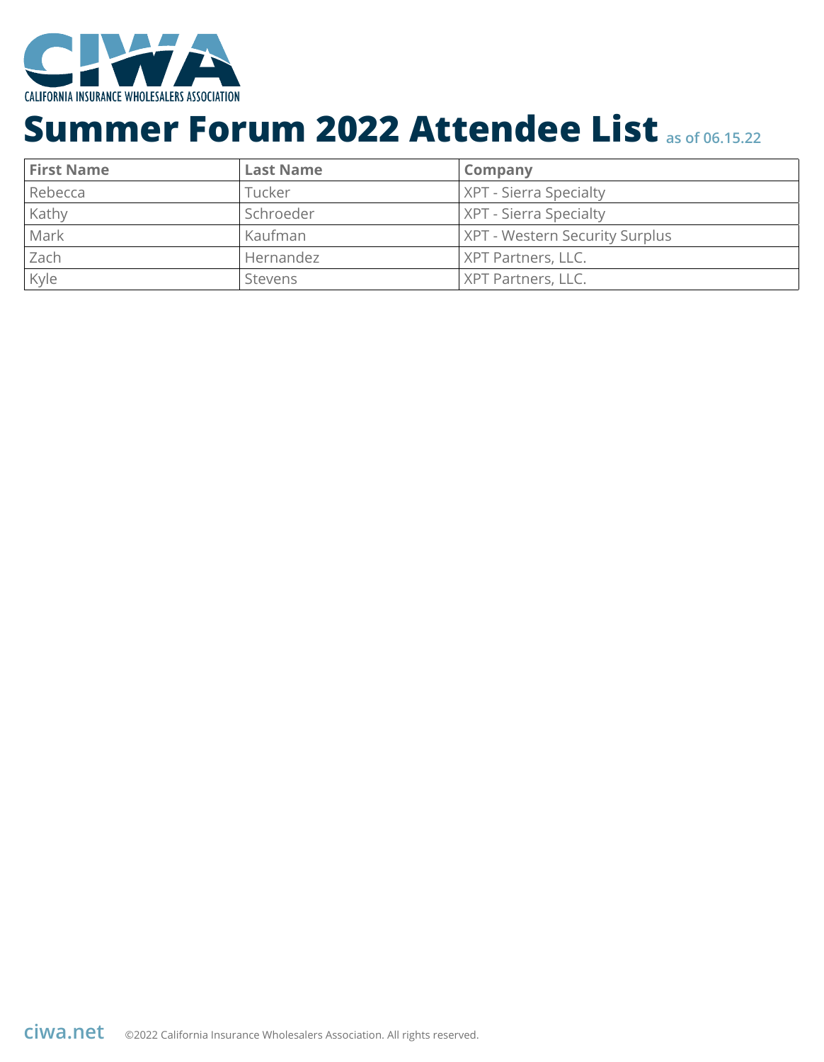CALIFORNIA INSURANCE WHOLESALERS ASSOCIATION

# Summer Forum 2022 Attendee List as of 06.15.22

| First Name | Last Name | Company |
| --- | --- | --- |
| Rebecca | Tucker | XPT - Sierra Specialty |
| Kathy | Schroeder | XPT - Sierra Specialty |
| Mark | Kaufman | XPT - Western Security Surplus |
| Zach | Hernandez | XPT Partners, LLC. |
| Kyle | Stevens | XPT Partners, LLC. |